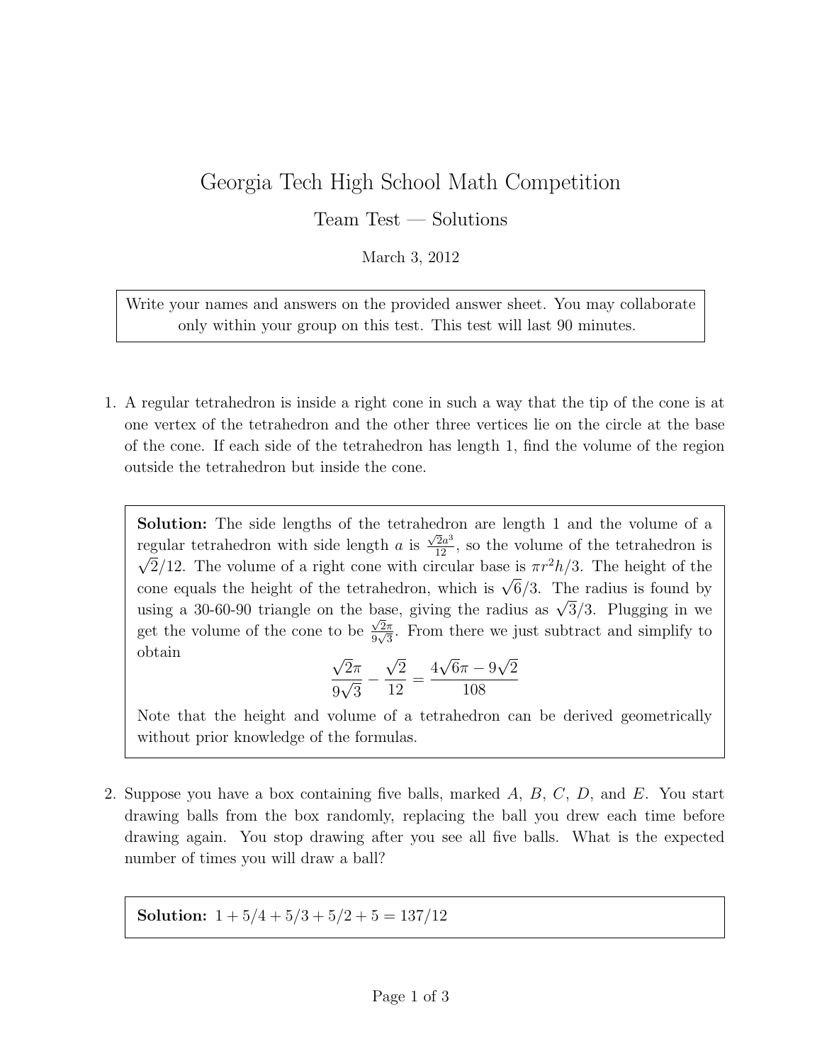# Georgia Tech High School Math Competition

## Team Test — Solutions

March 3, 2012

> Write your names and answers on the provided answer sheet. You may collaborate only within your group on this test. This test will last 90 minutes.

1. A regular tetrahedron is inside a right cone in such a way that the tip of the cone is at one vertex of the tetrahedron and the other three vertices lie on the circle at the base of the cone. If each side of the tetrahedron has length 1, find the volume of the region outside the tetrahedron but inside the cone.

> **Solution:** The side lengths of the tetrahedron are length 1 and the volume of a regular tetrahedron with side length $a$ is $\frac{\sqrt{2}a^3}{12}$, so the volume of the tetrahedron is $\sqrt{2}/12$. The volume of a right cone with circular base is $\pi r^2 h/3$. The height of the cone equals the height of the tetrahedron, which is $\sqrt{6}/3$. The radius is found by using a 30-60-90 triangle on the base, giving the radius as $\sqrt{3}/3$. Plugging in we get the volume of the cone to be $\frac{\sqrt{2}\pi}{9\sqrt{3}}$. From there we just subtract and simplify to obtain
>
> $$\frac{\sqrt{2}\pi}{9\sqrt{3}} - \frac{\sqrt{2}}{12} = \frac{4\sqrt{6}\pi - 9\sqrt{2}}{108}$$
>
> Note that the height and volume of a tetrahedron can be derived geometrically without prior knowledge of the formulas.

2. Suppose you have a box containing five balls, marked $A$, $B$, $C$, $D$, and $E$. You start drawing balls from the box randomly, replacing the ball you drew each time before drawing again. You stop drawing after you see all five balls. What is the expected number of times you will draw a ball?

> **Solution:** $1 + 5/4 + 5/3 + 5/2 + 5 = 137/12$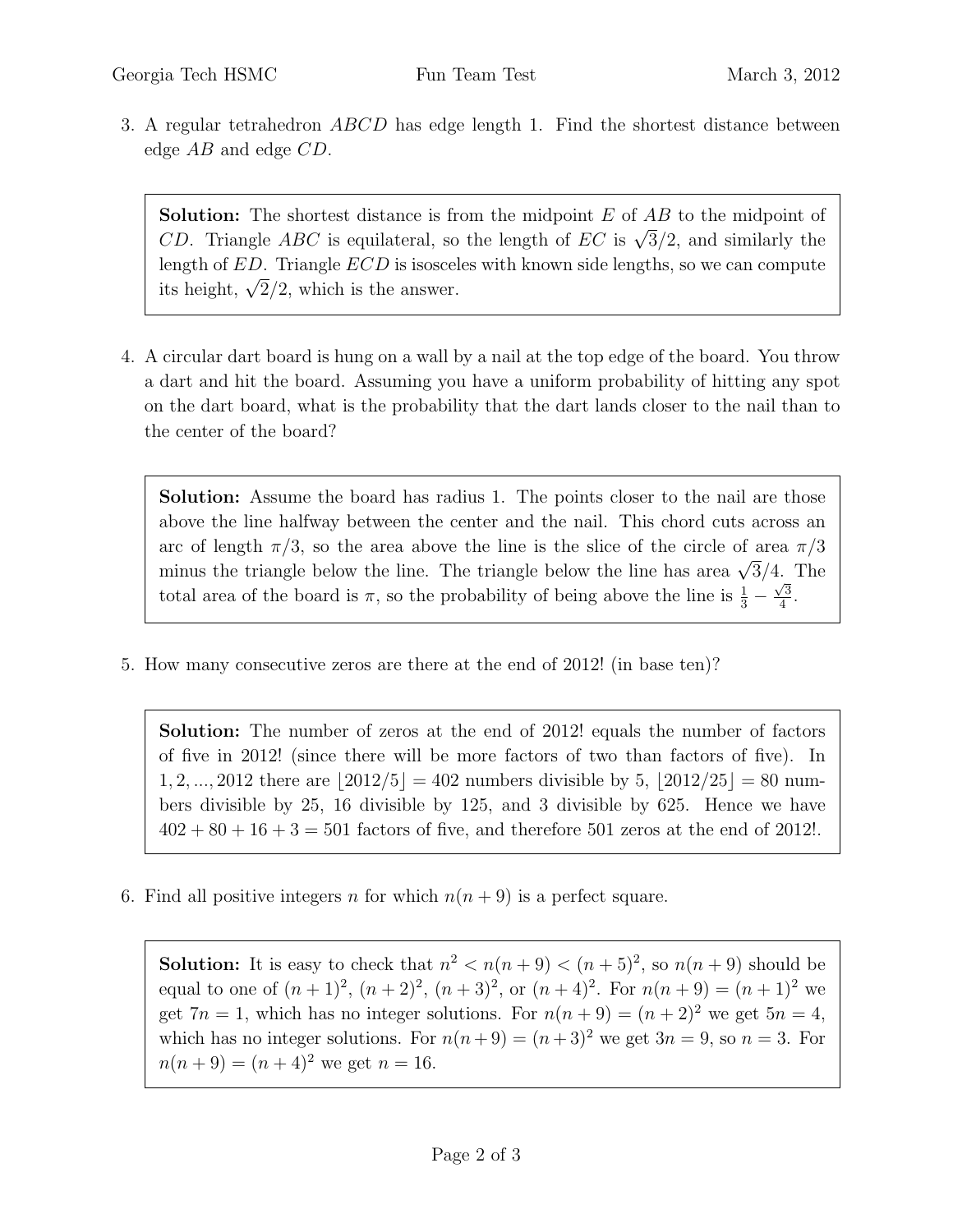3. A regular tetrahedron $ABCD$ has edge length 1. Find the shortest distance between edge $AB$ and edge $CD$.

> **Solution:** The shortest distance is from the midpoint $E$ of $AB$ to the midpoint of $CD$. Triangle $ABC$ is equilateral, so the length of $EC$ is $\sqrt{3}/2$, and similarly the length of $ED$. Triangle $ECD$ is isosceles with known side lengths, so we can compute its height, $\sqrt{2}/2$, which is the answer.

4. A circular dart board is hung on a wall by a nail at the top edge of the board. You throw a dart and hit the board. Assuming you have a uniform probability of hitting any spot on the dart board, what is the probability that the dart lands closer to the nail than to the center of the board?

> **Solution:** Assume the board has radius 1. The points closer to the nail are those above the line halfway between the center and the nail. This chord cuts across an arc of length $\pi/3$, so the area above the line is the slice of the circle of area $\pi/3$ minus the triangle below the line. The triangle below the line has area $\sqrt{3}/4$. The total area of the board is $\pi$, so the probability of being above the line is $\frac{1}{3} - \frac{\sqrt{3}}{4}$.

5. How many consecutive zeros are there at the end of 2012! (in base ten)?

> **Solution:** The number of zeros at the end of 2012! equals the number of factors of five in 2012! (since there will be more factors of two than factors of five). In $1, 2, ..., 2012$ there are $\lfloor 2012/5 \rfloor = 402$ numbers divisible by 5, $\lfloor 2012/25 \rfloor = 80$ numbers divisible by 25, 16 divisible by 125, and 3 divisible by 625. Hence we have $402 + 80 + 16 + 3 = 501$ factors of five, and therefore 501 zeros at the end of 2012!.

6. Find all positive integers $n$ for which $n(n+9)$ is a perfect square.

> **Solution:** It is easy to check that $n^2 < n(n+9) < (n+5)^2$, so $n(n+9)$ should be equal to one of $(n+1)^2$, $(n+2)^2$, $(n+3)^2$, or $(n+4)^2$. For $n(n+9) = (n+1)^2$ we get $7n = 1$, which has no integer solutions. For $n(n+9) = (n+2)^2$ we get $5n = 4$, which has no integer solutions. For $n(n+9) = (n+3)^2$ we get $3n = 9$, so $n = 3$. For $n(n+9) = (n+4)^2$ we get $n = 16$.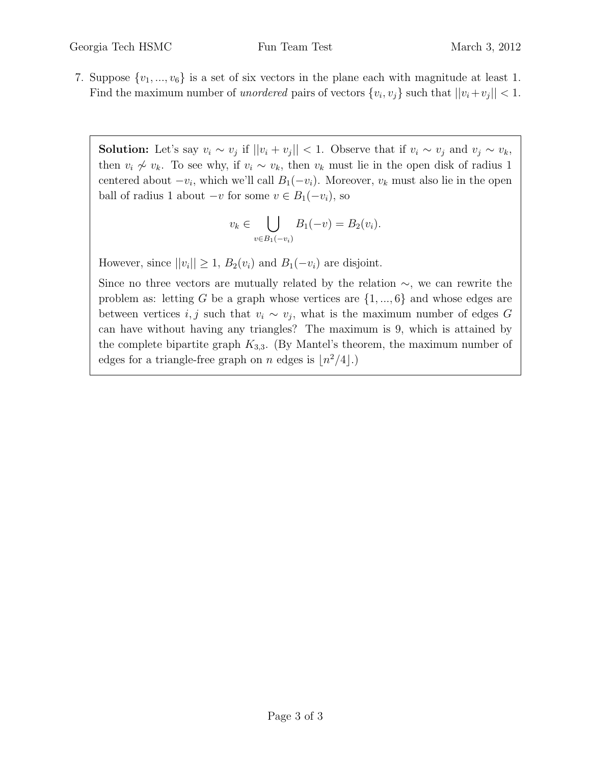7. Suppose $\{v_1, ..., v_6\}$ is a set of six vectors in the plane each with magnitude at least 1. Find the maximum number of *unordered* pairs of vectors $\{v_i, v_j\}$ such that $||v_i + v_j|| < 1$.

**Solution:** Let's say $v_i \sim v_j$ if $||v_i + v_j|| < 1$. Observe that if $v_i \sim v_j$ and $v_j \sim v_k$, then $v_i \not\sim v_k$. To see why, if $v_i \sim v_k$, then $v_k$ must lie in the open disk of radius 1 centered about $-v_i$, which we'll call $B_1(-v_i)$. Moreover, $v_k$ must also lie in the open ball of radius 1 about $-v$ for some $v \in B_1(-v_i)$, so

$$v_k \in \bigcup_{v \in B_1(-v_i)} B_1(-v) = B_2(v_i).$$

However, since $||v_i|| \geq 1$, $B_2(v_i)$ and $B_1(-v_i)$ are disjoint.

Since no three vectors are mutually related by the relation $\sim$, we can rewrite the problem as: letting $G$ be a graph whose vertices are $\{1, ..., 6\}$ and whose edges are between vertices $i, j$ such that $v_i \sim v_j$, what is the maximum number of edges $G$ can have without having any triangles? The maximum is 9, which is attained by the complete bipartite graph $K_{3,3}$. (By Mantel's theorem, the maximum number of edges for a triangle-free graph on $n$ edges is $\lfloor n^2/4 \rfloor$.)